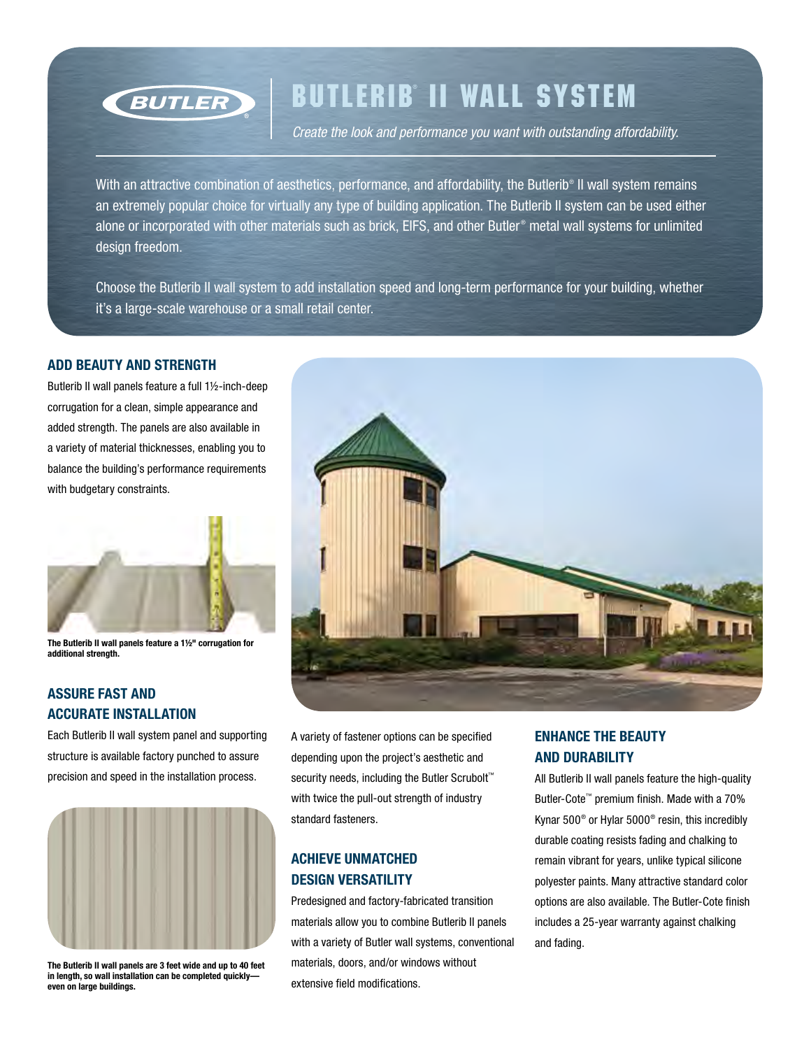# BUTLERIB® II WALL SYSTEM

*Create the look and performance you want with outstanding affordability.*

With an attractive combination of aesthetics, performance, and affordability, the Butlerib® II wall system remains an extremely popular choice for virtually any type of building application. The Butlerib II system can be used either alone or incorporated with other materials such as brick, EIFS, and other Butler® metal wall systems for unlimited design freedom.

Choose the Butlerib II wall system to add installation speed and long-term performance for your building, whether it's a large-scale warehouse or a small retail center.

## ADD BEAUTY AND STRENGTH

Butlerib II wall panels feature a full 1½-inch-deep corrugation for a clean, simple appearance and added strength. The panels are also available in a variety of material thicknesses, enabling you to balance the building's performance requirements with budgetary constraints.

**The Butlerib II wall panels feature a 1½" corrugation for additional strength.**

## ASSURE FAST AND ACCURATE INSTALLATION

Each Butlerib II wall system panel and supporting structure is available factory punched to assure precision and speed in the installation process.

**The Butlerib II wall panels are 3 feet wide and up to 40 feet in length, so wall installation can be completed quickly—even on large buildings.**

A variety of fastener options can be specified depending upon the project's aesthetic and security needs, including the Butler Scrubolt™ with twice the pull-out strength of industry standard fasteners.

## ACHIEVE UNMATCHED DESIGN VERSATILITY

Predesigned and factory-fabricated transition materials allow you to combine Butlerib II panels with a variety of Butler wall systems, conventional materials, doors, and/or windows without extensive field modifications.

## ENHANCE THE BEAUTY AND DURABILITY

All Butlerib II wall panels feature the high-quality Butler-Cote™ premium finish. Made with a 70% Kynar 500® or Hylar 5000® resin, this incredibly durable coating resists fading and chalking to remain vibrant for years, unlike typical silicone polyester paints. Many attractive standard color options are also available. The Butler-Cote finish includes a 25-year warranty against chalking and fading.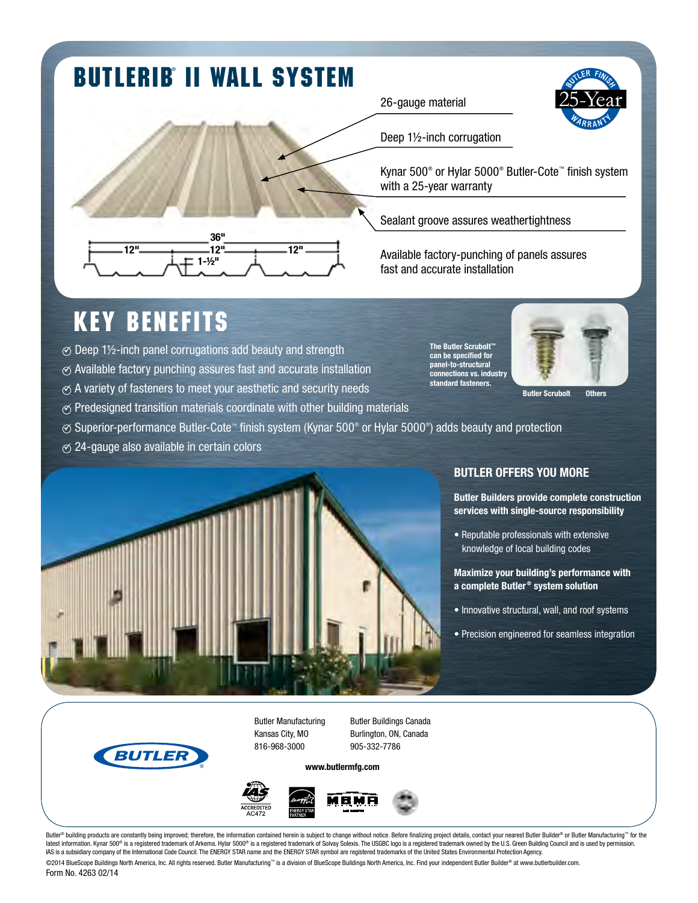# BUTLERIB® II WALL SYSTEM

26-gauge material

Deep 1½-inch corrugation

Kynar 500® or Hylar 5000® Butler-Cote™ finish system with a 25-year warranty

Sealant groove assures weathertightness

Available factory-punching of panels assures fast and accurate installation

BUTLER FINISH 25-Year WARRANTY

36"

12" 12" 12"

1-½"

## KEY BENEFITS

- Deep 1½-inch panel corrugations add beauty and strength
- Available factory punching assures fast and accurate installation
- A variety of fasteners to meet your aesthetic and security needs
- Predesigned transition materials coordinate with other building materials
- Superior-performance Butler-Cote™ finish system (Kynar 500® or Hylar 5000®) adds beauty and protection
- 24-gauge also available in certain colors

**The Butler Scrubolt™ can be specified for panel-to-structural connections vs. industry standard fasteners.**

Butler Scrubolt    Others

### BUTLER OFFERS YOU MORE

**Butler Builders provide complete construction services with single-source responsibility**

- Reputable professionals with extensive knowledge of local building codes

**Maximize your building's performance with a complete Butler® system solution**

- Innovative structural, wall, and roof systems
- Precision engineered for seamless integration

BUTLER

Butler Manufacturing
Kansas City, MO
816-968-3000

Butler Buildings Canada
Burlington, ON, Canada
905-332-7786

**www.butlermfg.com**

IAS ACCREDITED AC472    ENERGY STAR PARTNER    MBMA

Butler® building products are constantly being improved; therefore, the information contained herein is subject to change without notice. Before finalizing project details, contact your nearest Butler Builder® or Butler Manufacturing™ for the latest information. Kynar 500® is a registered trademark of Arkema. Hylar 5000® is a registered trademark of Solvay Solexis. The USGBC logo is a registered trademark owned by the U.S. Green Building Council and is used by permission. IAS is a subsidiary company of the International Code Council. The ENERGY STAR name and the ENERGY STAR symbol are registered trademarks of the United States Environmental Protection Agency.

©2014 BlueScope Buildings North America, Inc. All rights reserved. Butler Manufacturing™ is a division of BlueScope Buildings North America, Inc. Find your independent Butler Builder® at www.butlerbuilder.com.

Form No. 4263 02/14